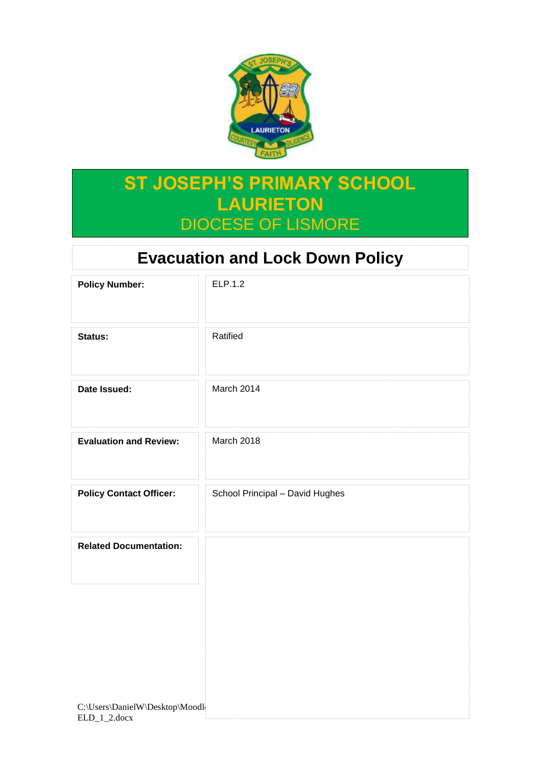# ST JOSEPH'S PRIMARY SCHOOL LAURIETON

DIOCESE OF LISMORE

## Evacuation and Lock Down Policy

| | |
|---|---|
| **Policy Number:** | ELP.1.2 |
| **Status:** | Ratified |
| **Date Issued:** | March 2014 |
| **Evaluation and Review:** | March 2018 |
| **Policy Contact Officer:** | School Principal – David Hughes |
| **Related Documentation:** | |

C:\Users\DanielW\Desktop\Moodl
ELD_1_2.docx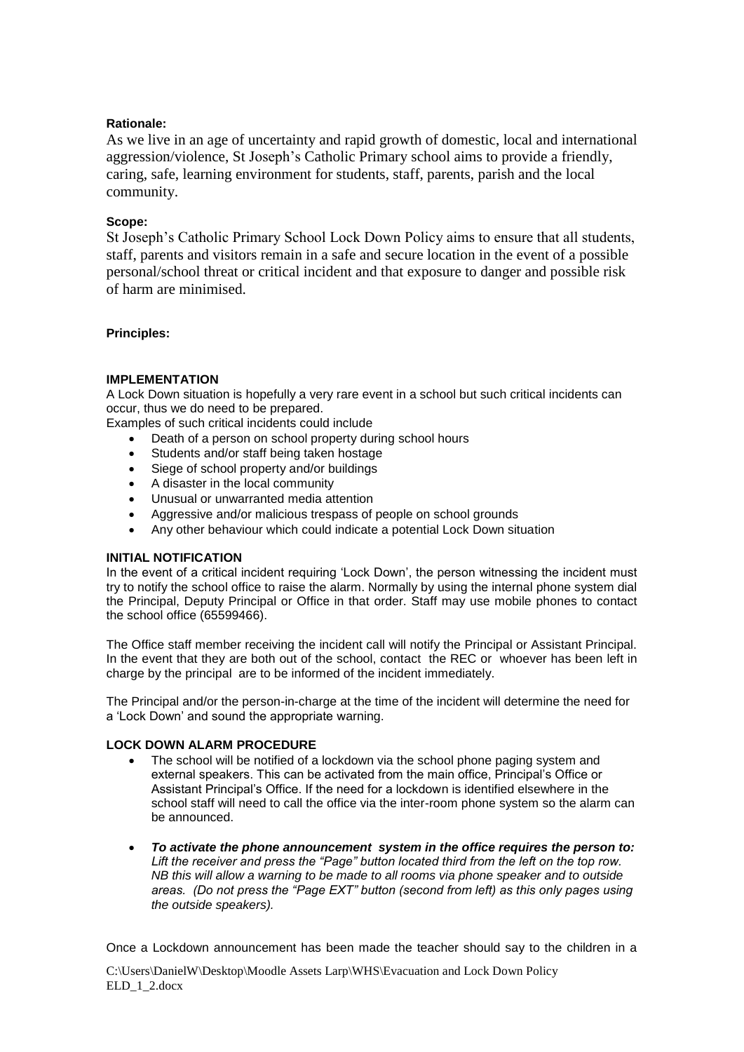**Rationale:**

As we live in an age of uncertainty and rapid growth of domestic, local and international aggression/violence, St Joseph's Catholic Primary school aims to provide a friendly, caring, safe, learning environment for students, staff, parents, parish and the local community.

**Scope:**

St Joseph's Catholic Primary School Lock Down Policy aims to ensure that all students, staff, parents and visitors remain in a safe and secure location in the event of a possible personal/school threat or critical incident and that exposure to danger and possible risk of harm are minimised.

**Principles:**

**IMPLEMENTATION**

A Lock Down situation is hopefully a very rare event in a school but such critical incidents can occur, thus we do need to be prepared.

Examples of such critical incidents could include

- Death of a person on school property during school hours
- Students and/or staff being taken hostage
- Siege of school property and/or buildings
- A disaster in the local community
- Unusual or unwarranted media attention
- Aggressive and/or malicious trespass of people on school grounds
- Any other behaviour which could indicate a potential Lock Down situation

**INITIAL NOTIFICATION**

In the event of a critical incident requiring 'Lock Down', the person witnessing the incident must try to notify the school office to raise the alarm. Normally by using the internal phone system dial the Principal, Deputy Principal or Office in that order. Staff may use mobile phones to contact the school office (65599466).

The Office staff member receiving the incident call will notify the Principal or Assistant Principal. In the event that they are both out of the school, contact the REC or whoever has been left in charge by the principal are to be informed of the incident immediately.

The Principal and/or the person-in-charge at the time of the incident will determine the need for a 'Lock Down' and sound the appropriate warning.

**LOCK DOWN ALARM PROCEDURE**

- The school will be notified of a lockdown via the school phone paging system and external speakers. This can be activated from the main office, Principal's Office or Assistant Principal's Office. If the need for a lockdown is identified elsewhere in the school staff will need to call the office via the inter-room phone system so the alarm can be announced.
- ***To activate the phone announcement system in the office requires the person to:*** *Lift the receiver and press the "Page" button located third from the left on the top row. NB this will allow a warning to be made to all rooms via phone speaker and to outside areas. (Do not press the "Page EXT" button (second from left) as this only pages using the outside speakers).*

Once a Lockdown announcement has been made the teacher should say to the children in a

C:\Users\DanielW\Desktop\Moodle Assets Larp\WHS\Evacuation and Lock Down Policy ELD_1_2.docx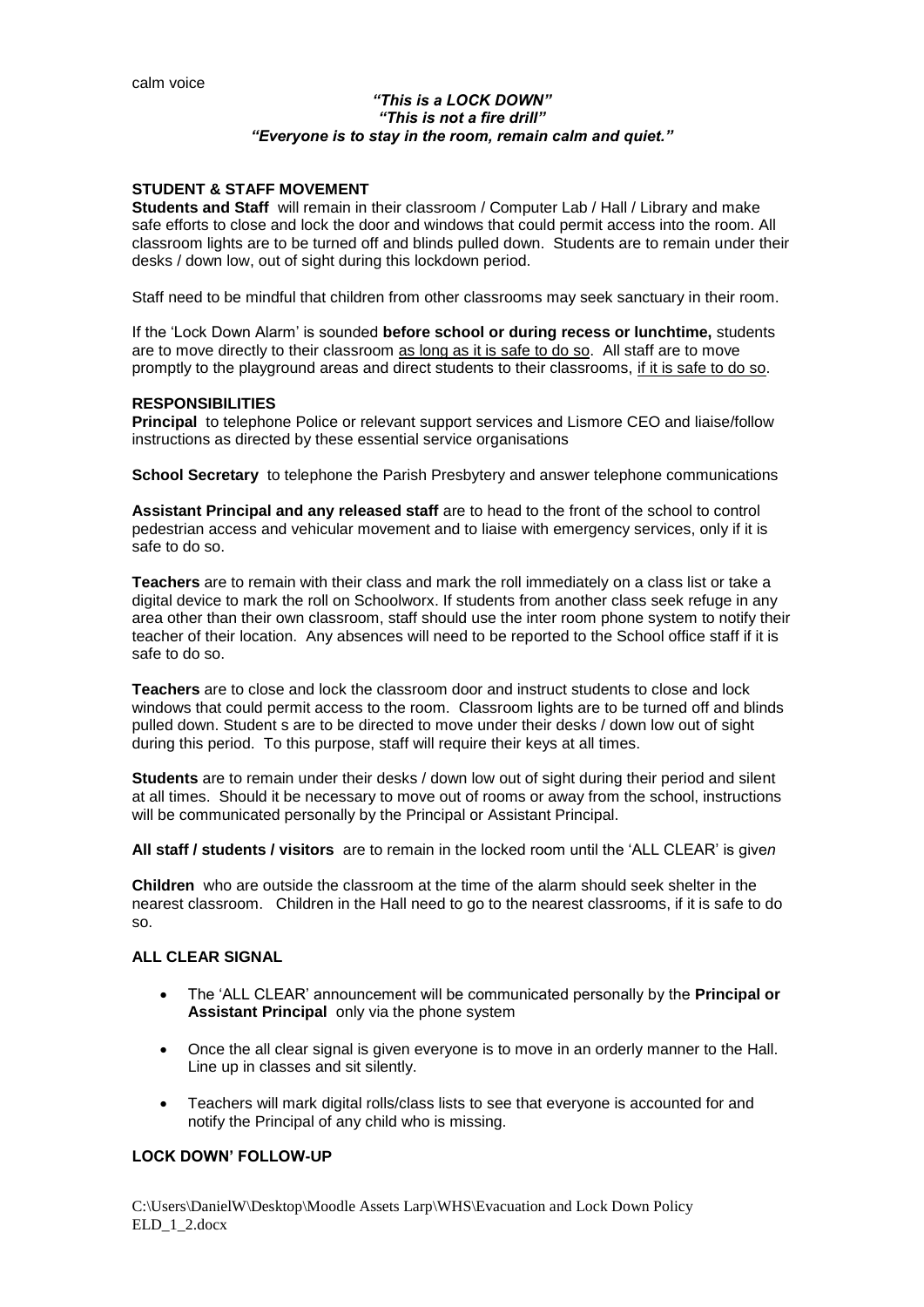calm voice

***"This is a LOCK DOWN"***
***"This is not a fire drill"***
***"Everyone is to stay in the room, remain calm and quiet."***

**STUDENT & STAFF MOVEMENT**

**Students and Staff** will remain in their classroom / Computer Lab / Hall / Library and make safe efforts to close and lock the door and windows that could permit access into the room. All classroom lights are to be turned off and blinds pulled down. Students are to remain under their desks / down low, out of sight during this lockdown period.

Staff need to be mindful that children from other classrooms may seek sanctuary in their room.

If the 'Lock Down Alarm' is sounded **before school or during recess or lunchtime,** students are to move directly to their classroom <u>as long as it is safe to do so</u>. All staff are to move promptly to the playground areas and direct students to their classrooms, <u>if it is safe to do so</u>.

**RESPONSIBILITIES**

**Principal** to telephone Police or relevant support services and Lismore CEO and liaise/follow instructions as directed by these essential service organisations

**School Secretary** to telephone the Parish Presbytery and answer telephone communications

**Assistant Principal and any released staff** are to head to the front of the school to control pedestrian access and vehicular movement and to liaise with emergency services, only if it is safe to do so.

**Teachers** are to remain with their class and mark the roll immediately on a class list or take a digital device to mark the roll on Schoolworx. If students from another class seek refuge in any area other than their own classroom, staff should use the inter room phone system to notify their teacher of their location. Any absences will need to be reported to the School office staff if it is safe to do so.

**Teachers** are to close and lock the classroom door and instruct students to close and lock windows that could permit access to the room. Classroom lights are to be turned off and blinds pulled down. Student s are to be directed to move under their desks / down low out of sight during this period. To this purpose, staff will require their keys at all times.

**Students** are to remain under their desks / down low out of sight during their period and silent at all times. Should it be necessary to move out of rooms or away from the school, instructions will be communicated personally by the Principal or Assistant Principal.

**All staff / students / visitors** are to remain in the locked room until the 'ALL CLEAR' is giv*en*

**Children** who are outside the classroom at the time of the alarm should seek shelter in the nearest classroom. Children in the Hall need to go to the nearest classrooms, if it is safe to do so.

**ALL CLEAR SIGNAL**

- The 'ALL CLEAR' announcement will be communicated personally by the **Principal or Assistant Principal** only via the phone system
- Once the all clear signal is given everyone is to move in an orderly manner to the Hall. Line up in classes and sit silently.
- Teachers will mark digital rolls/class lists to see that everyone is accounted for and notify the Principal of any child who is missing.

**LOCK DOWN' FOLLOW-UP**

C:\Users\DanielW\Desktop\Moodle Assets Larp\WHS\Evacuation and Lock Down Policy ELD_1_2.docx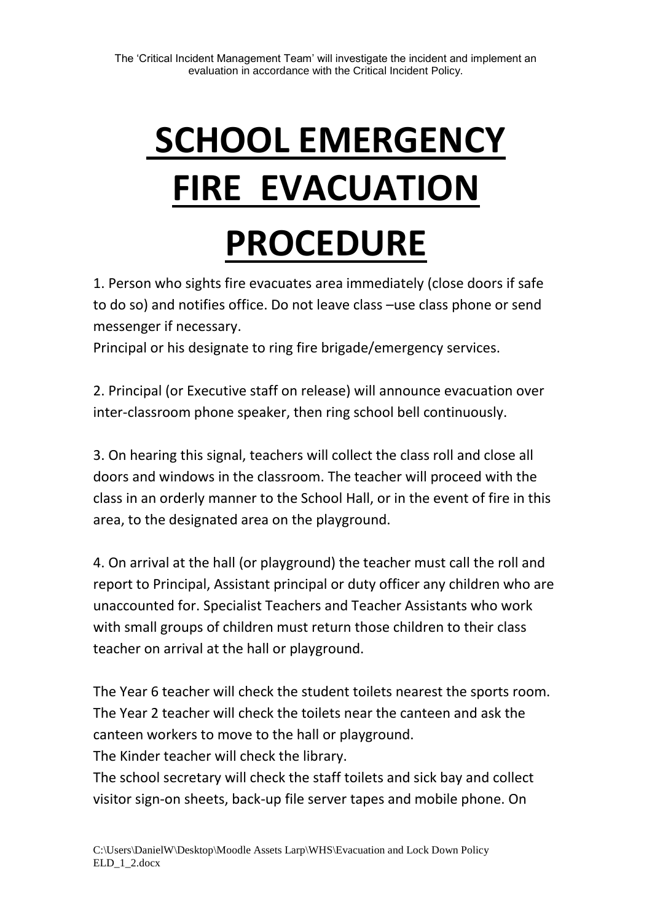The 'Critical Incident Management Team' will investigate the incident and implement an evaluation in accordance with the Critical Incident Policy.

# SCHOOL EMERGENCY FIRE EVACUATION PROCEDURE

1. Person who sights fire evacuates area immediately (close doors if safe to do so) and notifies office. Do not leave class –use class phone or send messenger if necessary.

Principal or his designate to ring fire brigade/emergency services.

2. Principal (or Executive staff on release) will announce evacuation over inter-classroom phone speaker, then ring school bell continuously.

3. On hearing this signal, teachers will collect the class roll and close all doors and windows in the classroom. The teacher will proceed with the class in an orderly manner to the School Hall, or in the event of fire in this area, to the designated area on the playground.

4. On arrival at the hall (or playground) the teacher must call the roll and report to Principal, Assistant principal or duty officer any children who are unaccounted for. Specialist Teachers and Teacher Assistants who work with small groups of children must return those children to their class teacher on arrival at the hall or playground.

The Year 6 teacher will check the student toilets nearest the sports room.
The Year 2 teacher will check the toilets near the canteen and ask the canteen workers to move to the hall or playground.
The Kinder teacher will check the library.
The school secretary will check the staff toilets and sick bay and collect visitor sign-on sheets, back-up file server tapes and mobile phone. On

C:\Users\DanielW\Desktop\Moodle Assets Larp\WHS\Evacuation and Lock Down Policy ELD_1_2.docx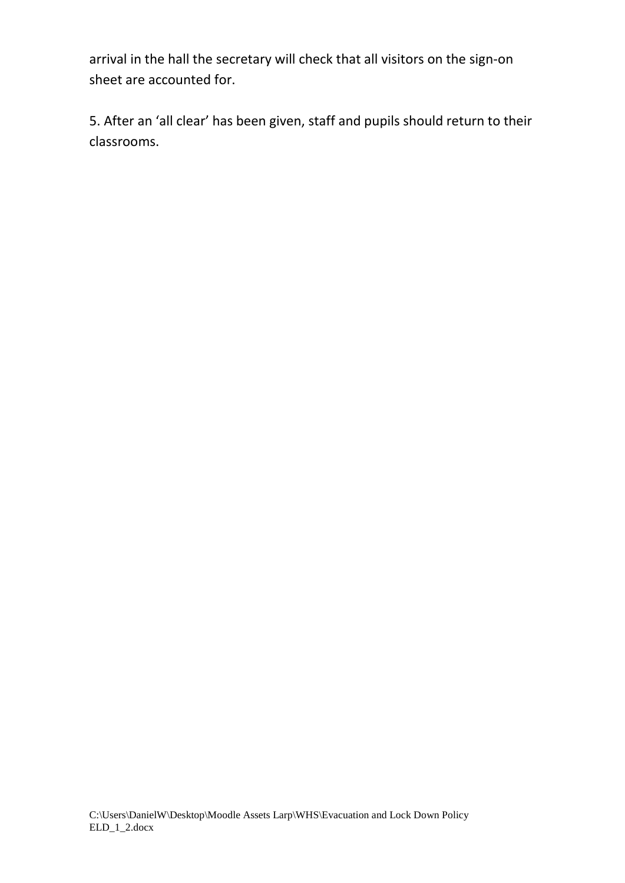arrival in the hall the secretary will check that all visitors on the sign-on sheet are accounted for.

5. After an 'all clear' has been given, staff and pupils should return to their classrooms.